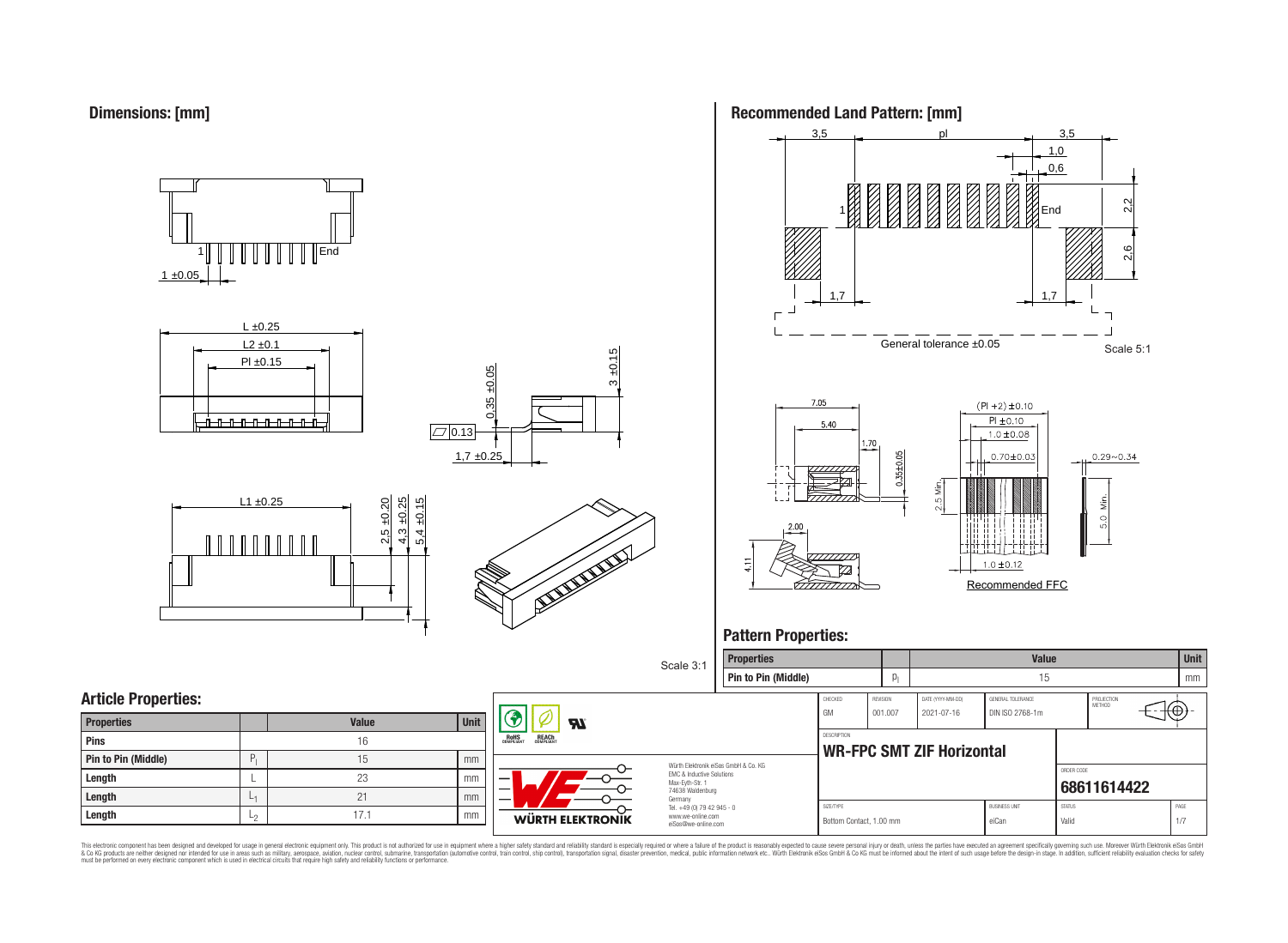## Dimensions: [mm]

1 ±0.05

L ±0.25

L2 ±0.1

Pl ±0.15

0.35 ±0.05

3 ±0.15

0.13

1,7 ±0.25

L1 ±0.25

2,5 ±0.20

4,3 ±0.25

5,4 ±0.15

Scale 3:1

## Recommended Land Pattern: [mm]

3,5 pl 3,5

1,0

0,6

2,2

2,6

1,7 1,7

General tolerance ±0.05

Scale 5:1

7.05

5.40

1.70

0.35±0.05

2.00

4.11

(Pl +2) ±0.10

Pl ±0.10

1.0 ±0.08

0.70±0.03

0.29~0.34

2.5 Min.

5.0 Min.

1.0 ±0.12

Recommended FFC

## Pattern Properties:

| Properties | | Value | Unit |
|---|---|---|---|
| Pin to Pin (Middle) | $p_l$ | 15 | mm |

## Article Properties:

| Properties | | Value | Unit |
|---|---|---|---|
| Pins | | 16 | |
| Pin to Pin (Middle) | $P_l$ | 15 | mm |
| Length | L | 23 | mm |
| Length | $L_1$ | 21 | mm |
| Length | $L_2$ | 17.1 | mm |

Würth Elektronik eiSos GmbH & Co. KG
EMC & Inductive Solutions
Max-Eyth-Str. 1
74638 Waldenburg
Germany
Tel. +49 (0) 79 42 945 - 0
www.we-online.com
eiSos@we-online.com

| CHECKED | REVISION | DATE (YYYY-MM-DD) | GENERAL TOLERANCE | PROJECTION METHOD |
|---|---|---|---|---|
| GM | 001.007 | 2021-07-16 | DIN ISO 2768-1m | |

DESCRIPTION: **WR-FPC SMT ZIF Horizontal**

ORDER CODE: **68611614422**

| SIZE/TYPE | BUSINESS UNIT | STATUS | PAGE |
|---|---|---|---|
| Bottom Contact, 1.00 mm | eiCan | Valid | 1/7 |

This electronic component has been designed and developed for usage in general electronic equipment only. This product is not authorized for use in equipment where a higher safety standard and reliability standard is especially required or where a failure of the product is reasonably expected to cause severe personal injury or death, unless the parties have executed an agreement specifically governing such use. Moreover Würth Elektronik eiSos GmbH & Co KG products are neither designed nor intended for use in areas such as military, aerospace, aviation, nuclear control, submarine, transportation (automotive control, train control, ship control), transportation signal, disaster prevention, medical, public information network etc.. Würth Elektronik eiSos GmbH & Co KG must be informed about the intent of such usage before the design-in stage. In addition, sufficient reliability evaluation checks for safety must be performed on every electronic component which is used in electrical circuits that require high safety and reliability functions or performance.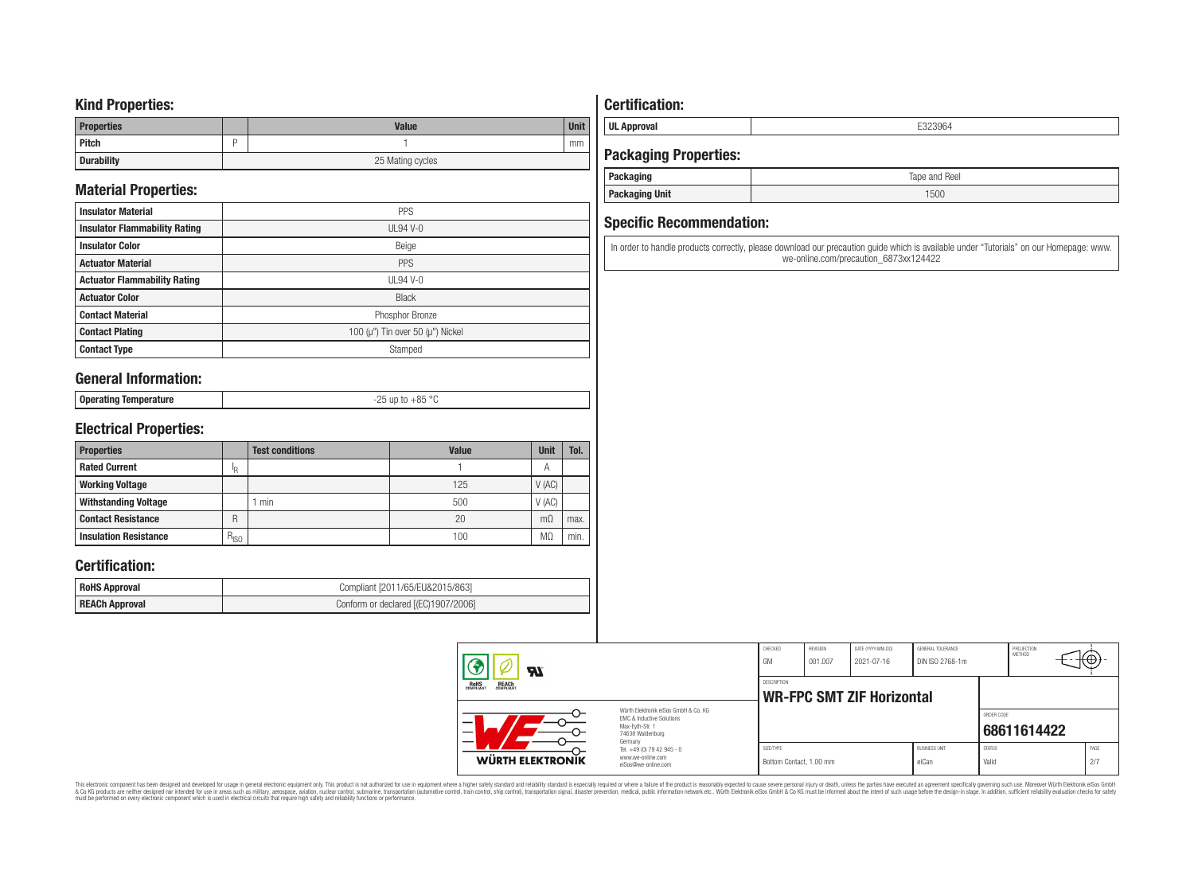## Kind Properties:

| Properties | | Value | Unit |
|---|---|---|---|
| Pitch | P | 1 | mm |
| Durability | | 25 Mating cycles | |

## Material Properties:

| | |
|---|---|
| Insulator Material | PPS |
| Insulator Flammability Rating | UL94 V-0 |
| Insulator Color | Beige |
| Actuator Material | PPS |
| Actuator Flammability Rating | UL94 V-0 |
| Actuator Color | Black |
| Contact Material | Phosphor Bronze |
| Contact Plating | 100 (µ") Tin over 50 (µ") Nickel |
| Contact Type | Stamped |

## General Information:

| | |
|---|---|
| Operating Temperature | -25 up to +85 °C |

## Electrical Properties:

| Properties | | Test conditions | Value | Unit | Tol. |
|---|---|---|---|---|---|
| Rated Current | $I_R$ | | 1 | A | |
| Working Voltage | | | 125 | V (AC) | |
| Withstanding Voltage | | 1 min | 500 | V (AC) | |
| Contact Resistance | R | | 20 | mΩ | max. |
| Insulation Resistance | $R_{ISO}$ | | 100 | MΩ | min. |

## Certification:

| | |
|---|---|
| RoHS Approval | Compliant [2011/65/EU&2015/863] |
| REACh Approval | Conform or declared [(EC)1907/2006] |

## Certification:

| | |
|---|---|
| UL Approval | E323964 |

## Packaging Properties:

| | |
|---|---|
| Packaging | Tape and Reel |
| Packaging Unit | 1500 |

## Specific Recommendation:

In order to handle products correctly, please download our precaution guide which is available under "Tutorials" on our Homepage: www.we-online.com/precaution_6873xx124422

| CHECKED | REVISION | DATE (YYYY-MM-DD) | GENERAL TOLERANCE | PROJECTION METHOD |
|---|---|---|---|---|
| GM | 001.007 | 2021-07-16 | DIN ISO 2768-1m | |

DESCRIPTION: **WR-FPC SMT ZIF Horizontal**

Würth Elektronik eiSos GmbH & Co. KG
EMC & Inductive Solutions
Max-Eyth-Str. 1
74638 Waldenburg
Germany
Tel. +49 (0) 79 42 945 - 0
www.we-online.com
eiSos@we-online.com

ORDER CODE: **68611614422**

| SIZE/TYPE | BUSINESS UNIT | STATUS | PAGE |
|---|---|---|---|
| Bottom Contact, 1.00 mm | eiCan | Valid | 2/7 |

This electronic component has been designed and developed for usage in general electronic equipment only. This product is not authorized for use in equipment where a higher safety standard and reliability standard is especially required or where a failure of the product is reasonably expected to cause severe personal injury or death, unless the parties have executed an agreement specifically governing such use. Moreover Würth Elektronik eiSos GmbH & Co KG products are neither designed nor intended for use in areas such as military, aerospace, aviation, nuclear control, submarine, transportation (automotive control, train control, ship control), transportation signal, disaster prevention, medical, public information network etc.. Würth Elektronik eiSos GmbH & Co KG must be informed about the intent of such usage before the design-in stage. In addition, sufficient reliability evaluation checks for safety must be performed on every electronic component which is used in electrical circuits that require high safety and reliability functions or performance.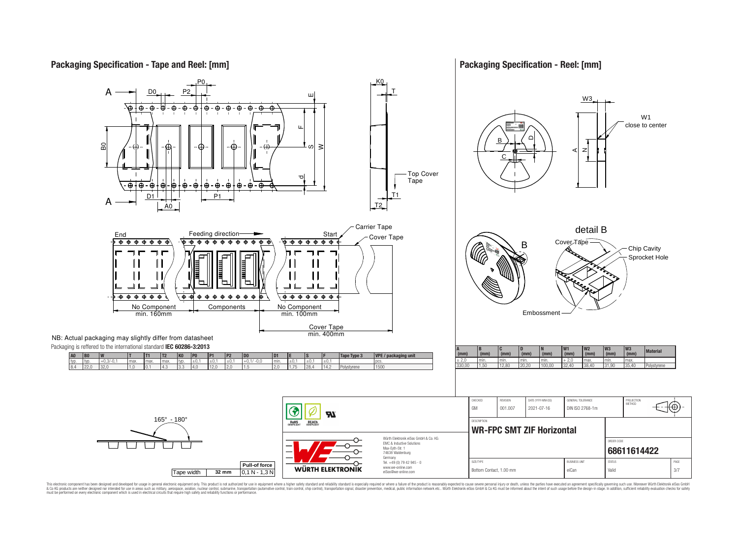## Packaging Specification - Tape and Reel: [mm]

End — Feeding direction — Start

No Component min. 160mm | Components | No Component min. 100mm

Cover Tape min. 400mm

Carrier Tape, Cover Tape, Top Cover Tape

NB: Actual packaging may slightly differ from datasheet

Packaging is reffered to the international standard **IEC 60286-3:2013**

| A0 | B0 | W | T | T1 | T2 | K0 | P0 | P1 | P2 | D0 | D1 | E | S | F | Tape Type 3 | VPE / packaging unit |
|---|---|---|---|---|---|---|---|---|---|---|---|---|---|---|---|---|
| typ. | typ. | +0,3/-0,1 | max. | max. | max. | typ. | ±0,1 | ±0,1 | ±0,1 | +0,1/ -0,0 | min. | ±0,1 | ±0,1 | ±0,1 | | pcs. |
| 8.4 | 22,0 | 32,0 | 1,0 | 0,1 | 4,3 | 3,3 | 4,0 | 12,0 | 2,0 | 1,5 | 2,0 | 1,75 | 28,4 | 14,2 | Polystyrene | 1500 |

165° - 180°

| Tape width | | Pull-of force |
|---|---|---|
| Tape width | 32 mm | 0,1 N - 1,3 N |

## Packaging Specification - Reel: [mm]

W1 close to center

detail B: Cover Tape, Chip Cavity, Sprocket Hole, Embossment

| A (mm) | B (mm) | C (mm) | D (mm) | N (mm) | W1 (mm) | W2 (mm) | W3 (mm) | W3 (mm) | Material |
|---|---|---|---|---|---|---|---|---|---|
| ± 2,0 | min. | min. | min. | min. | + 2,0 | max. | min. | max. | |
| 330,00 | 1,50 | 12,80 | 20,20 | 100,00 | 32,40 | 38,40 | 31,90 | 35,40 | Polystyrene |

| CHECKED | REVISION | DATE (YYYY-MM-DD) | GENERAL TOLERANCE | PROJECTION METHOD |
|---|---|---|---|---|
| GM | 001.007 | 2021-07-16 | DIN ISO 2768-1m | |

DESCRIPTION: **WR-FPC SMT ZIF Horizontal**

ORDER CODE: **68611614422**

| SIZE/TYPE | BUSINESS UNIT | STATUS | PAGE |
|---|---|---|---|
| Bottom Contact, 1.00 mm | eiCan | Valid | 3/7 |

Würth Elektronik eiSos GmbH & Co. KG
EMC & Inductive Solutions
Max-Eyth-Str. 1
74638 Waldenburg
Germany
Tel. +49 (0) 79 42 945 - 0
www.we-online.com
eiSos@we-online.com

This electronic component has been designed and developed for usage in general electronic equipment only. This product is not authorized for use in equipment where a higher safety standard and reliability standard is especially required or where a failure of the product is reasonably expected to cause severe personal injury or death, unless the parties have executed an agreement specifically governing such use. Moreover Würth Elektronik eiSos GmbH & Co KG products are neither designed nor intended for use in areas such as military, aerospace, aviation, nuclear control, submarine, transportation (automotive control, train control, ship control), transportation signal, disaster prevention, medical, public information network etc.. Würth Elektronik eiSos GmbH & Co KG must be informed about the intent of such usage before the design-in stage. In addition, sufficient reliability evaluation checks for safety must be performed on every electronic component which is used in electrical circuits that require high safety and reliability functions or performance.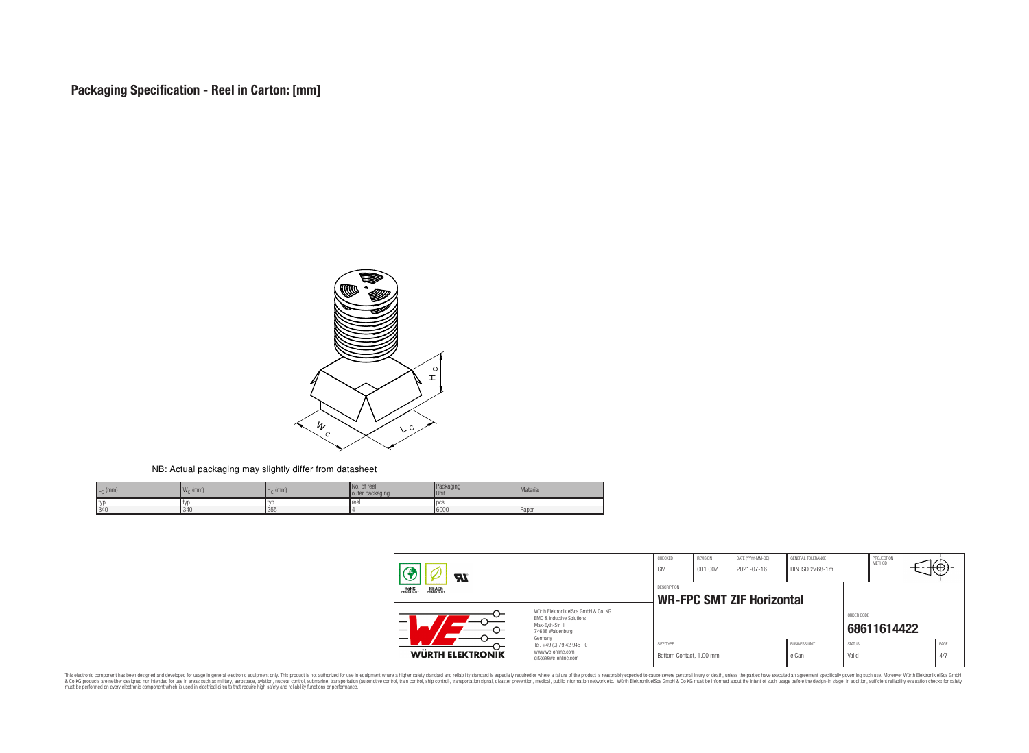# Packaging Specification - Reel in Carton: [mm]

NB: Actual packaging may slightly differ from datasheet

| $L_C$ (mm) | $W_C$ (mm) | $H_C$ (mm) | No. of reel outer packaging | Packaging Unit | Material |
|---|---|---|---|---|---|
| typ. | typ. | typ. | reel. | pcs. | |
| 340 | 340 | 255 | 4 | 6000 | Paper |

| CHECKED | REVISION | DATE (YYYY-MM-DD) | GENERAL TOLERANCE | PROJECTION METHOD |
|---|---|---|---|---|
| GM | 001.007 | 2021-07-16 | DIN ISO 2768-1m | |

Würth Elektronik eiSos GmbH & Co. KG
EMC & Inductive Solutions
Max-Eyth-Str. 1
74638 Waldenburg
Germany
Tel. +49 (0) 79 42 945 - 0
www.we-online.com
eiSos@we-online.com

DESCRIPTION: **WR-FPC SMT ZIF Horizontal**

ORDER CODE: **68611614422**

| SIZE/TYPE | BUSINESS UNIT | STATUS | PAGE |
|---|---|---|---|
| Bottom Contact, 1.00 mm | eiCan | Valid | 4/7 |

This electronic component has been designed and developed for usage in general electronic equipment only. This product is not authorized for use in equipment where a higher safety standard and reliability standard is especially required or where a failure of the product is reasonably expected to cause severe personal injury or death, unless the parties have executed an agreement specifically governing such use. Moreover Würth Elektronik eiSos GmbH & Co KG products are neither designed nor intended for use in areas such as military, aerospace, aviation, nuclear control, submarine, transportation (automotive control, train control, ship control), transportation signal, disaster prevention, medical, public information network etc.. Würth Elektronik eiSos GmbH & Co KG must be informed about the intent of such usage before the design-in stage. In addition, sufficient reliability evaluation checks for safety must be performed on every electronic component which is used in electrical circuits that require high safety and reliability functions or performance.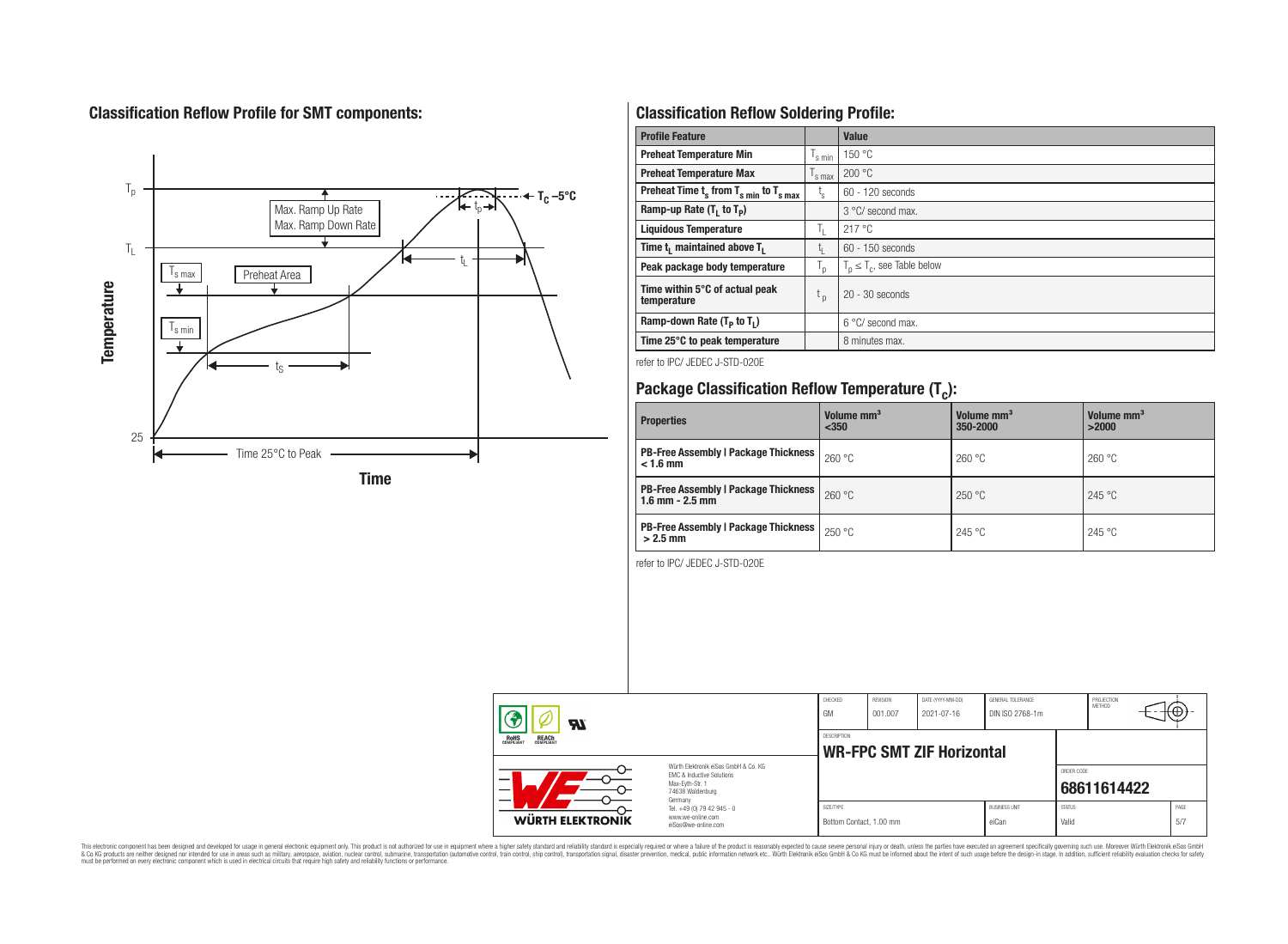## Classification Reflow Profile for SMT components:

## Classification Reflow Soldering Profile:

| Profile Feature | | Value |
|---|---|---|
| Preheat Temperature Min | $T_{s\,min}$ | 150 °C |
| Preheat Temperature Max | $T_{s\,max}$ | 200 °C |
| Preheat Time $t_s$ from $T_{s\,min}$ to $T_{s\,max}$ | $t_s$ | 60 - 120 seconds |
| Ramp-up Rate ($T_L$ to $T_P$) | | 3 °C/ second max. |
| Liquidous Temperature | $T_L$ | 217 °C |
| Time $t_L$ maintained above $T_L$ | $t_L$ | 60 - 150 seconds |
| Peak package body temperature | $T_p$ | $T_p \leq T_c$, see Table below |
| Time within 5°C of actual peak temperature | $t_p$ | 20 - 30 seconds |
| Ramp-down Rate ($T_P$ to $T_L$) | | 6 °C/ second max. |
| Time 25°C to peak temperature | | 8 minutes max. |

refer to IPC/ JEDEC J-STD-020E

## Package Classification Reflow Temperature ($T_C$):

| Properties | Volume mm³ <350 | Volume mm³ 350-2000 | Volume mm³ >2000 |
|---|---|---|---|
| PB-Free Assembly \| Package Thickness < 1.6 mm | 260 °C | 260 °C | 260 °C |
| PB-Free Assembly \| Package Thickness 1.6 mm - 2.5 mm | 260 °C | 250 °C | 245 °C |
| PB-Free Assembly \| Package Thickness > 2.5 mm | 250 °C | 245 °C | 245 °C |

refer to IPC/ JEDEC J-STD-020E

| CHECKED | REVISION | DATE (YYYY-MM-DD) | GENERAL TOLERANCE | PROJECTION METHOD |
|---|---|---|---|---|
| GM | 001.007 | 2021-07-16 | DIN ISO 2768-1m | |

DESCRIPTION: **WR-FPC SMT ZIF Horizontal**

ORDER CODE: **68611614422**

| SIZE/TYPE | BUSINESS UNIT | STATUS | PAGE |
|---|---|---|---|
| Bottom Contact, 1.00 mm | eiCan | Valid | 5/7 |

Würth Elektronik eiSos GmbH & Co. KG
EMC & Inductive Solutions
Max-Eyth-Str. 1
74638 Waldenburg
Germany
Tel. +49 (0) 79 42 945 - 0
www.we-online.com
eiSos@we-online.com

This electronic component has been designed and developed for usage in general electronic equipment only. This product is not authorized for use in equipment where a higher safety standard and reliability standard is especially required or where a failure of the product is reasonably expected to cause severe personal injury or death, unless the parties have executed an agreement specifically governing such use. Moreover Würth Elektronik eiSos GmbH & Co KG products are neither designed nor intended for use in areas such as military, aerospace, aviation, nuclear control, submarine, transportation (automotive control, train control, ship control), transportation signal, disaster prevention, medical, public information network etc.. Würth Elektronik eiSos GmbH & Co KG must be informed about the intent of such usage before the design-in stage. In addition, sufficient reliability evaluation checks for safety must be performed on every electronic component which is used in electrical circuits that require high safety and reliability functions or performance.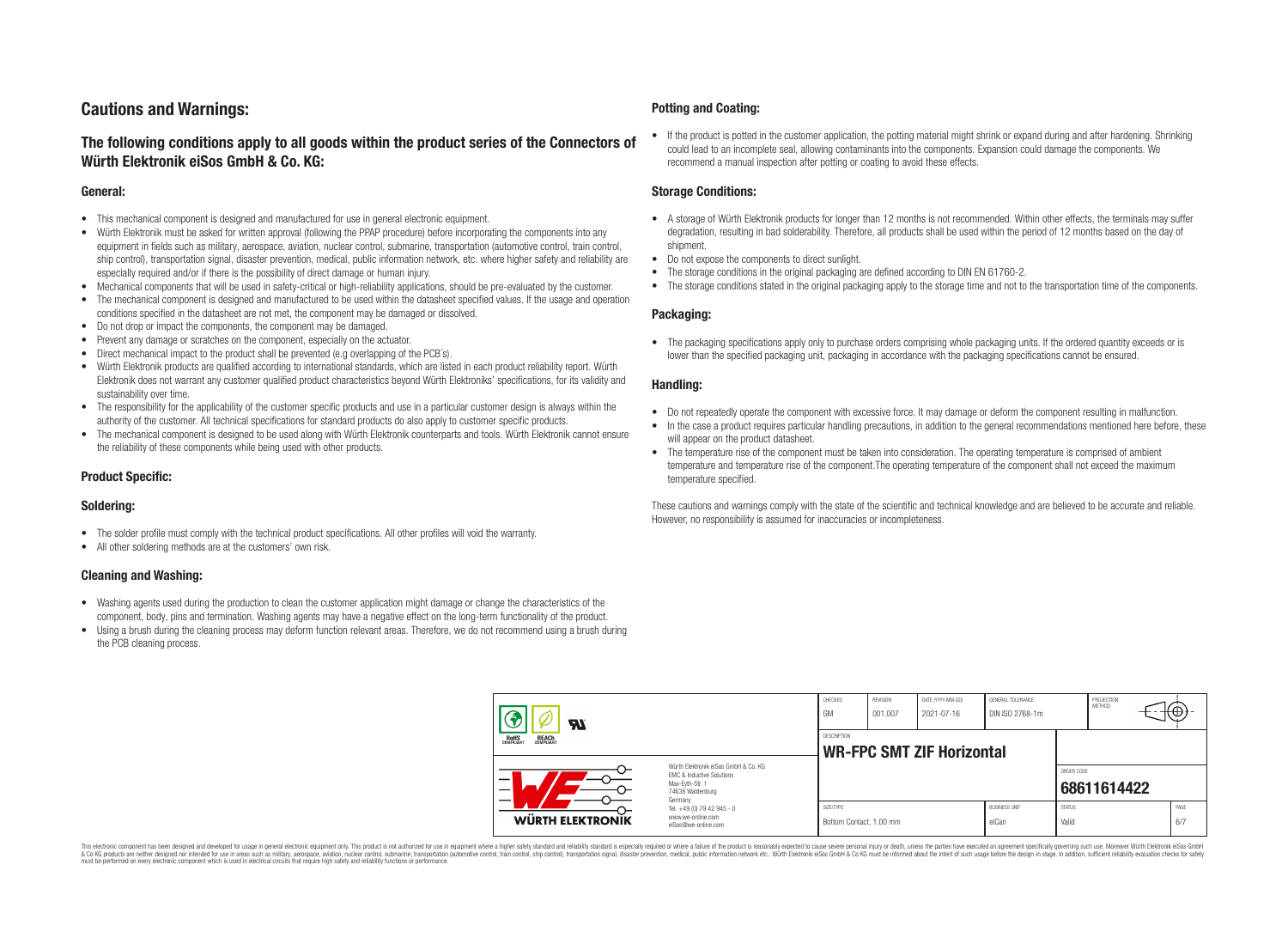## Cautions and Warnings:

### The following conditions apply to all goods within the product series of the Connectors of Würth Elektronik eiSos GmbH & Co. KG:

#### General:

- This mechanical component is designed and manufactured for use in general electronic equipment.
- Würth Elektronik must be asked for written approval (following the PPAP procedure) before incorporating the components into any equipment in fields such as military, aerospace, aviation, nuclear control, submarine, transportation (automotive control, train control, ship control), transportation signal, disaster prevention, medical, public information network, etc. where higher safety and reliability are especially required and/or if there is the possibility of direct damage or human injury.
- Mechanical components that will be used in safety-critical or high-reliability applications, should be pre-evaluated by the customer.
- The mechanical component is designed and manufactured to be used within the datasheet specified values. If the usage and operation conditions specified in the datasheet are not met, the component may be damaged or dissolved.
- Do not drop or impact the components, the component may be damaged.
- Prevent any damage or scratches on the component, especially on the actuator.
- Direct mechanical impact to the product shall be prevented (e.g overlapping of the PCB´s).
- Würth Elektronik products are qualified according to international standards, which are listed in each product reliability report. Würth Elektronik does not warrant any customer qualified product characteristics beyond Würth Elektroniks' specifications, for its validity and sustainability over time.
- The responsibility for the applicability of the customer specific products and use in a particular customer design is always within the authority of the customer. All technical specifications for standard products do also apply to customer specific products.
- The mechanical component is designed to be used along with Würth Elektronik counterparts and tools. Würth Elektronik cannot ensure the reliability of these components while being used with other products.

#### Product Specific:

#### Soldering:

- The solder profile must comply with the technical product specifications. All other profiles will void the warranty.
- All other soldering methods are at the customers' own risk.

#### Cleaning and Washing:

- Washing agents used during the production to clean the customer application might damage or change the characteristics of the component, body, pins and termination. Washing agents may have a negative effect on the long-term functionality of the product.
- Using a brush during the cleaning process may deform function relevant areas. Therefore, we do not recommend using a brush during the PCB cleaning process.

#### Potting and Coating:

- If the product is potted in the customer application, the potting material might shrink or expand during and after hardening. Shrinking could lead to an incomplete seal, allowing contaminants into the components. Expansion could damage the components. We recommend a manual inspection after potting or coating to avoid these effects.

#### Storage Conditions:

- A storage of Würth Elektronik products for longer than 12 months is not recommended. Within other effects, the terminals may suffer degradation, resulting in bad solderability. Therefore, all products shall be used within the period of 12 months based on the day of shipment.
- Do not expose the components to direct sunlight.
- The storage conditions in the original packaging are defined according to DIN EN 61760-2.
- The storage conditions stated in the original packaging apply to the storage time and not to the transportation time of the components.

#### Packaging:

- The packaging specifications apply only to purchase orders comprising whole packaging units. If the ordered quantity exceeds or is lower than the specified packaging unit, packaging in accordance with the packaging specifications cannot be ensured.

#### Handling:

- Do not repeatedly operate the component with excessive force. It may damage or deform the component resulting in malfunction.
- In the case a product requires particular handling precautions, in addition to the general recommendations mentioned here before, these will appear on the product datasheet.
- The temperature rise of the component must be taken into consideration. The operating temperature is comprised of ambient temperature and temperature rise of the component.The operating temperature of the component shall not exceed the maximum temperature specified.

These cautions and warnings comply with the state of the scientific and technical knowledge and are believed to be accurate and reliable. However, no responsibility is assumed for inaccuracies or incompleteness.

| CHECKED | REVISION | DATE (YYYY-MM-DD) | GENERAL TOLERANCE | PROJECTION METHOD |
|---|---|---|---|---|
| GM | 001.007 | 2021-07-16 | DIN ISO 2768-1m | |

| DESCRIPTION | ORDER CODE |
|---|---|
| WR-FPC SMT ZIF Horizontal | 68611614422 |

| SIZE/TYPE | BUSINESS UNIT | STATUS | PAGE |
|---|---|---|---|
| Bottom Contact, 1.00 mm | eiCan | Valid | 6/7 |

Würth Elektronik eiSos GmbH & Co. KG
EMC & Inductive Solutions
Max-Eyth-Str. 1
74638 Waldenburg
Germany
Tel. +49 (0) 79 42 945 - 0
www.we-online.com
eiSos@we-online.com

This electronic component has been designed and developed for usage in general electronic equipment only. This product is not authorized for use in equipment where a higher safety standard and reliability standard is especially required or where a failure of the product is reasonably expected to cause severe personal injury or death, unless the parties have executed an agreement specifically governing such use. Moreover Würth Elektronik eiSos GmbH & Co KG products are neither designed nor intended for use in areas such as military, aerospace, aviation, nuclear control, submarine, transportation (automotive control, train control, ship control), transportation signal, disaster prevention, medical, public information network etc.. Würth Elektronik eiSos GmbH & Co KG must be informed about the intent of such usage before the design-in stage. In addition, sufficient reliability evaluation checks for safety must be performed on every electronic component which is used in electrical circuits that require high safety and reliability functions or performance.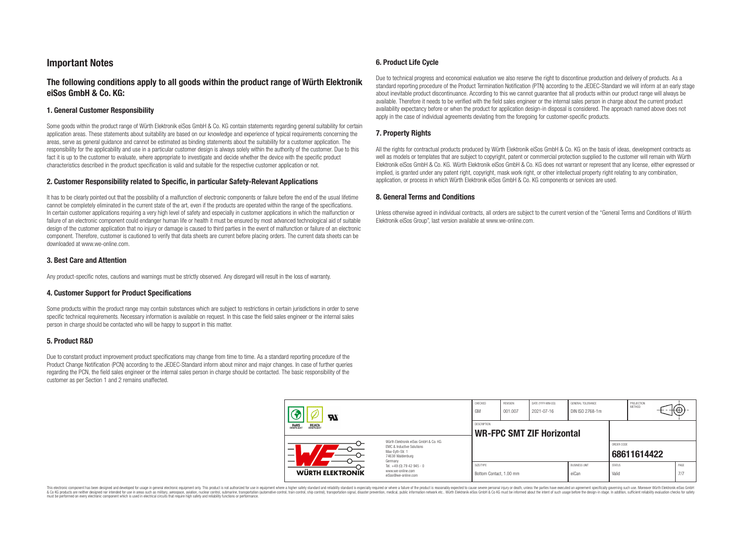# Important Notes

## The following conditions apply to all goods within the product range of Würth Elektronik eiSos GmbH & Co. KG:

### 1. General Customer Responsibility

Some goods within the product range of Würth Elektronik eiSos GmbH & Co. KG contain statements regarding general suitability for certain application areas. These statements about suitability are based on our knowledge and experience of typical requirements concerning the areas, serve as general guidance and cannot be estimated as binding statements about the suitability for a customer application. The responsibility for the applicability and use in a particular customer design is always solely within the authority of the customer. Due to this fact it is up to the customer to evaluate, where appropriate to investigate and decide whether the device with the specific product characteristics described in the product specification is valid and suitable for the respective customer application or not.

### 2. Customer Responsibility related to Specific, in particular Safety-Relevant Applications

It has to be clearly pointed out that the possibility of a malfunction of electronic components or failure before the end of the usual lifetime cannot be completely eliminated in the current state of the art, even if the products are operated within the range of the specifications. In certain customer applications requiring a very high level of safety and especially in customer applications in which the malfunction or failure of an electronic component could endanger human life or health it must be ensured by most advanced technological aid of suitable design of the customer application that no injury or damage is caused to third parties in the event of malfunction or failure of an electronic component. Therefore, customer is cautioned to verify that data sheets are current before placing orders. The current data sheets can be downloaded at www.we-online.com.

### 3. Best Care and Attention

Any product-specific notes, cautions and warnings must be strictly observed. Any disregard will result in the loss of warranty.

### 4. Customer Support for Product Specifications

Some products within the product range may contain substances which are subject to restrictions in certain jurisdictions in order to serve specific technical requirements. Necessary information is available on request. In this case the field sales engineer or the internal sales person in charge should be contacted who will be happy to support in this matter.

### 5. Product R&D

Due to constant product improvement product specifications may change from time to time. As a standard reporting procedure of the Product Change Notification (PCN) according to the JEDEC-Standard inform about minor and major changes. In case of further queries regarding the PCN, the field sales engineer or the internal sales person in charge should be contacted. The basic responsibility of the customer as per Section 1 and 2 remains unaffected.

### 6. Product Life Cycle

Due to technical progress and economical evaluation we also reserve the right to discontinue production and delivery of products. As a standard reporting procedure of the Product Termination Notification (PTN) according to the JEDEC-Standard we will inform at an early stage about inevitable product discontinuance. According to this we cannot guarantee that all products within our product range will always be available. Therefore it needs to be verified with the field sales engineer or the internal sales person in charge about the current product availability expectancy before or when the product for application design-in disposal is considered. The approach named above does not apply in the case of individual agreements deviating from the foregoing for customer-specific products.

### 7. Property Rights

All the rights for contractual products produced by Würth Elektronik eiSos GmbH & Co. KG on the basis of ideas, development contracts as well as models or templates that are subject to copyright, patent or commercial protection supplied to the customer will remain with Würth Elektronik eiSos GmbH & Co. KG. Würth Elektronik eiSos GmbH & Co. KG does not warrant or represent that any license, either expressed or implied, is granted under any patent right, copyright, mask work right, or other intellectual property right relating to any combination, application, or process in which Würth Elektronik eiSos GmbH & Co. KG components or services are used.

### 8. General Terms and Conditions

Unless otherwise agreed in individual contracts, all orders are subject to the current version of the "General Terms and Conditions of Würth Elektronik eiSos Group", last version available at www.we-online.com.

| | | | | | | | |
|---|---|---|---|---|---|---|---|
| RoHS COMPLIANT / REACh COMPLIANT | | CHECKED GM | REVISION 001.007 | DATE (YYYY-MM-DD) 2021-07-16 | GENERAL TOLERANCE DIN ISO 2768-1m | PROJECTION METHOD | |
| | | DESCRIPTION **WR-FPC SMT ZIF Horizontal** | | | | | |
| WÜRTH ELEKTRONIK | Würth Elektronik eiSos GmbH & Co. KG, EMC & Inductive Solutions, Max-Eyth-Str. 1, 74638 Waldenburg, Germany, Tel. +49 (0) 79 42 945 - 0, www.we-online.com, eiSos@we-online.com | | | | | ORDER CODE **68611614422** | |
| | | SIZE/TYPE Bottom Contact, 1.00 mm | | | BUSINESS UNIT eiCan | STATUS Valid | PAGE 7/7 |

This electronic component has been designed and developed for usage in general electronic equipment only. This product is not authorized for use in equipment where a higher safety standard and reliability standard is especially required or where a failure of the product is reasonably expected to cause severe personal injury or death, unless the parties have executed an agreement specifically governing such use. Moreover Würth Elektronik eiSos GmbH & Co KG products are neither designed nor intended for use in areas such as military, aerospace, aviation, nuclear control, submarine, transportation (automotive control, train control, ship control), transportation signal, disaster prevention, medical, public information network etc.. Würth Elektronik eiSos GmbH & Co KG must be informed about the intent of such usage before the design-in stage. In addition, sufficient reliability evaluation checks for safety must be performed on every electronic component which is used in electrical circuits that require high safety and reliability functions or performance.